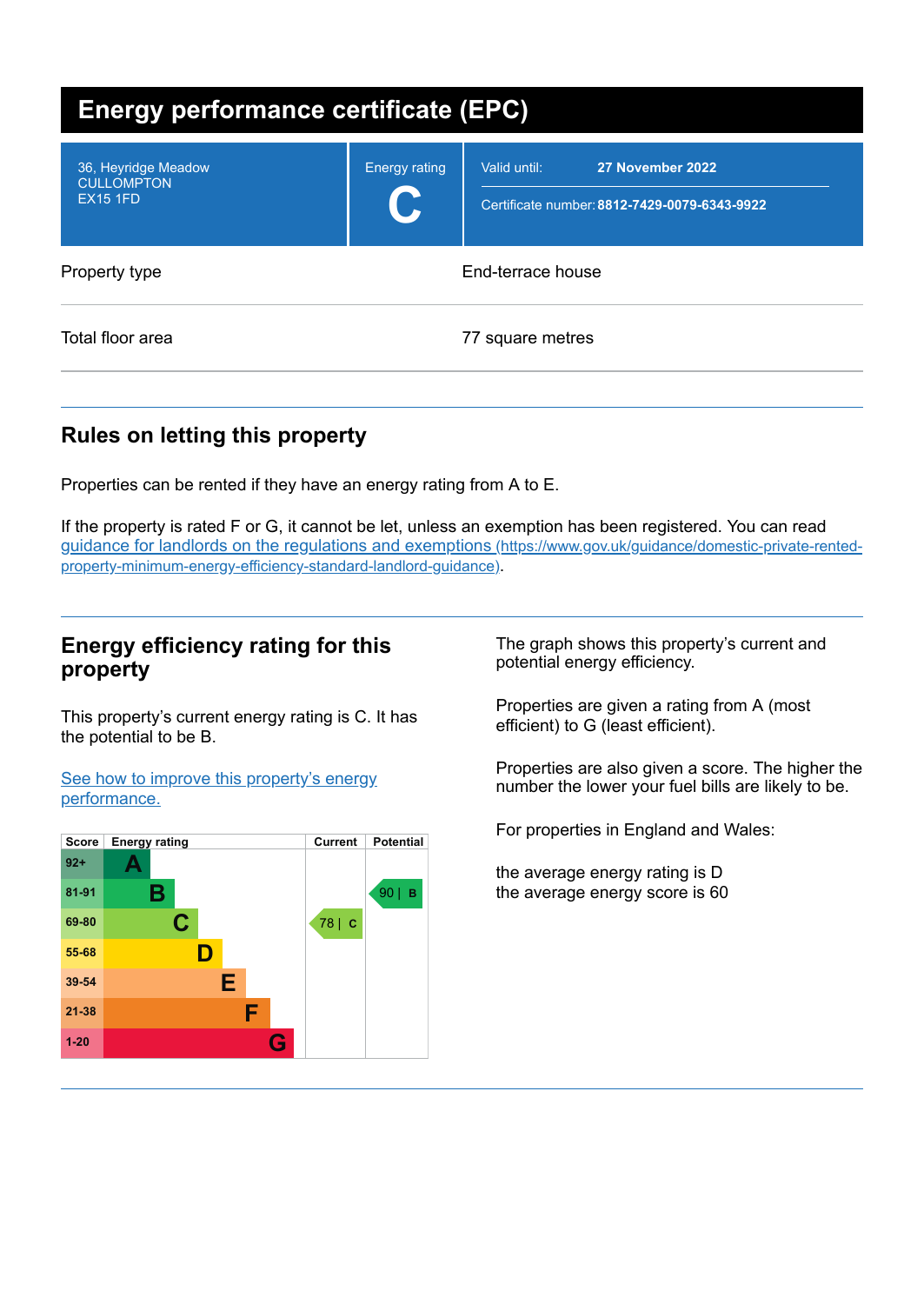# Energy performance certificate (EPC)

36, Heyridge Meadow
CULLOMPTON
EX15 1FD

Energy rating
**C**

Valid until: **27 November 2022**

Certificate number: **8812-7429-0079-6343-9922**

| | |
|---|---|
| Property type | End-terrace house |
| Total floor area | 77 square metres |

## Rules on letting this property

Properties can be rented if they have an energy rating from A to E.

If the property is rated F or G, it cannot be let, unless an exemption has been registered. You can read [guidance for landlords on the regulations and exemptions (https://www.gov.uk/guidance/domestic-private-rented-property-minimum-energy-efficiency-standard-landlord-guidance)](https://www.gov.uk/guidance/domestic-private-rented-property-minimum-energy-efficiency-standard-landlord-guidance).

## Energy efficiency rating for this property

This property's current energy rating is C. It has the potential to be B.

[See how to improve this property's energy performance.]()

Score | Energy rating | Current | Potential

92+ A

81-91 B

69-80 C

55-68 D

39-54 E

21-38 F

1-20 G

78 | C

90 | B

The graph shows this property's current and potential energy efficiency.

Properties are given a rating from A (most efficient) to G (least efficient).

Properties are also given a score. The higher the number the lower your fuel bills are likely to be.

For properties in England and Wales:

the average energy rating is D
the average energy score is 60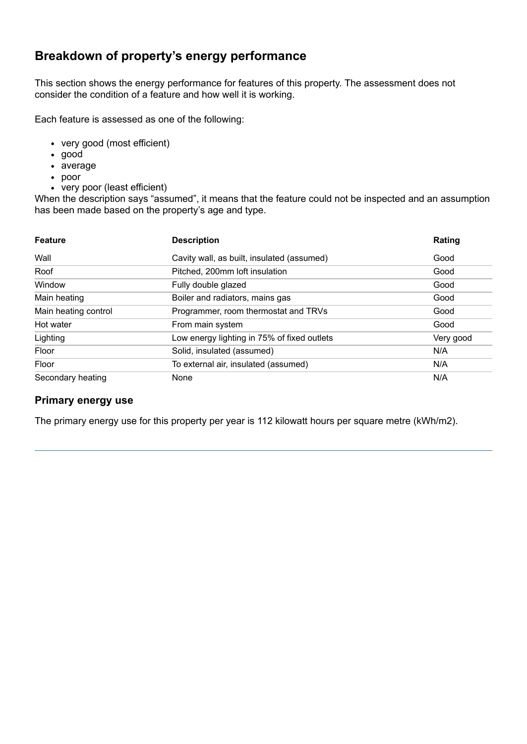## Breakdown of property's energy performance

This section shows the energy performance for features of this property. The assessment does not consider the condition of a feature and how well it is working.

Each feature is assessed as one of the following:

- very good (most efficient)
- good
- average
- poor
- very poor (least efficient)

When the description says "assumed", it means that the feature could not be inspected and an assumption has been made based on the property's age and type.

| Feature | Description | Rating |
|---|---|---|
| Wall | Cavity wall, as built, insulated (assumed) | Good |
| Roof | Pitched, 200mm loft insulation | Good |
| Window | Fully double glazed | Good |
| Main heating | Boiler and radiators, mains gas | Good |
| Main heating control | Programmer, room thermostat and TRVs | Good |
| Hot water | From main system | Good |
| Lighting | Low energy lighting in 75% of fixed outlets | Very good |
| Floor | Solid, insulated (assumed) | N/A |
| Floor | To external air, insulated (assumed) | N/A |
| Secondary heating | None | N/A |

### Primary energy use

The primary energy use for this property per year is 112 kilowatt hours per square metre (kWh/m2).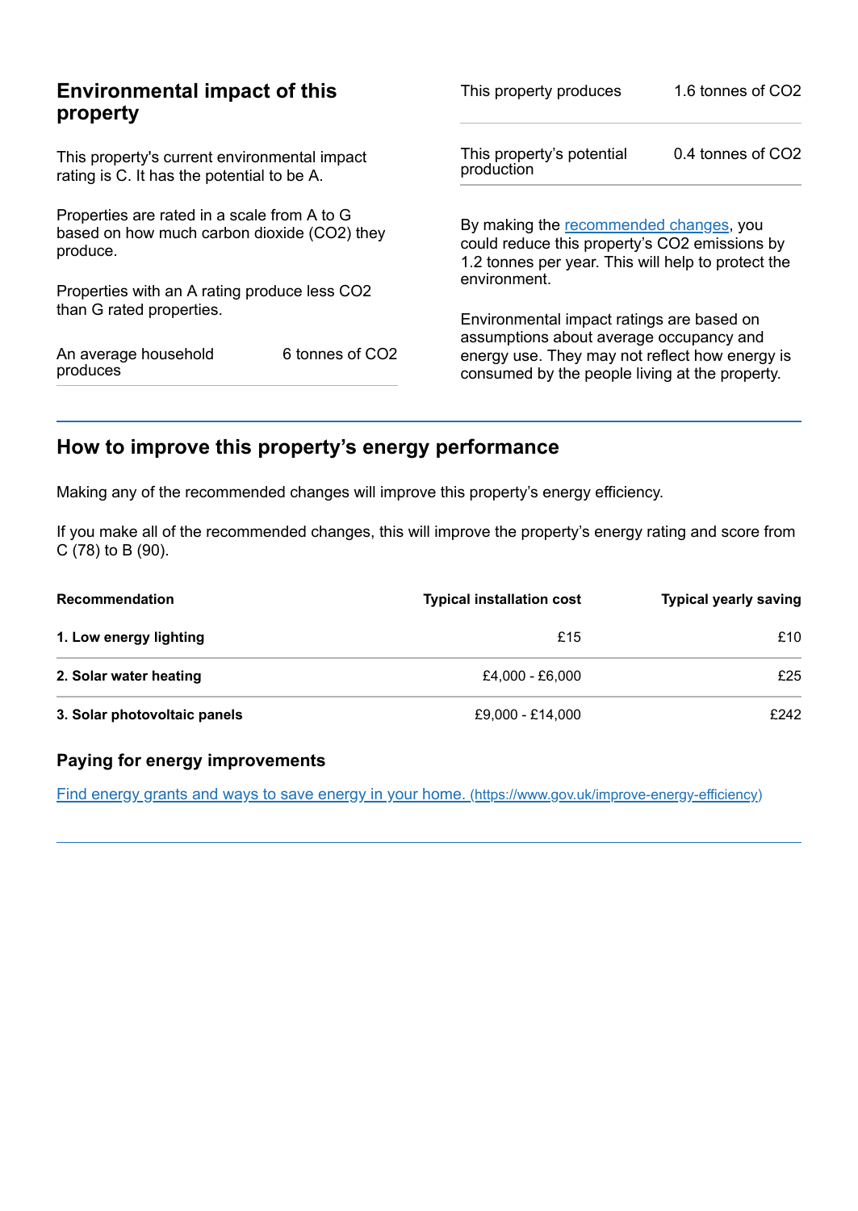## Environmental impact of this property

This property's current environmental impact rating is C. It has the potential to be A.

Properties are rated in a scale from A to G based on how much carbon dioxide ($CO_2$) they produce.

Properties with an A rating produce less $CO_2$ than G rated properties.

| | |
|---|---|
| An average household produces | 6 tonnes of $CO_2$ |
| This property produces | 1.6 tonnes of $CO_2$ |
| This property's potential production | 0.4 tonnes of $CO_2$ |

By making the recommended changes, you could reduce this property's $CO_2$ emissions by 1.2 tonnes per year. This will help to protect the environment.

Environmental impact ratings are based on assumptions about average occupancy and energy use. They may not reflect how energy is consumed by the people living at the property.

## How to improve this property's energy performance

Making any of the recommended changes will improve this property's energy efficiency.

If you make all of the recommended changes, this will improve the property's energy rating and score from C (78) to B (90).

| Recommendation | Typical installation cost | Typical yearly saving |
|---|---|---|
| **1. Low energy lighting** | £15 | £10 |
| **2. Solar water heating** | £4,000 - £6,000 | £25 |
| **3. Solar photovoltaic panels** | £9,000 - £14,000 | £242 |

### Paying for energy improvements

[Find energy grants and ways to save energy in your home. (https://www.gov.uk/improve-energy-efficiency)](https://www.gov.uk/improve-energy-efficiency)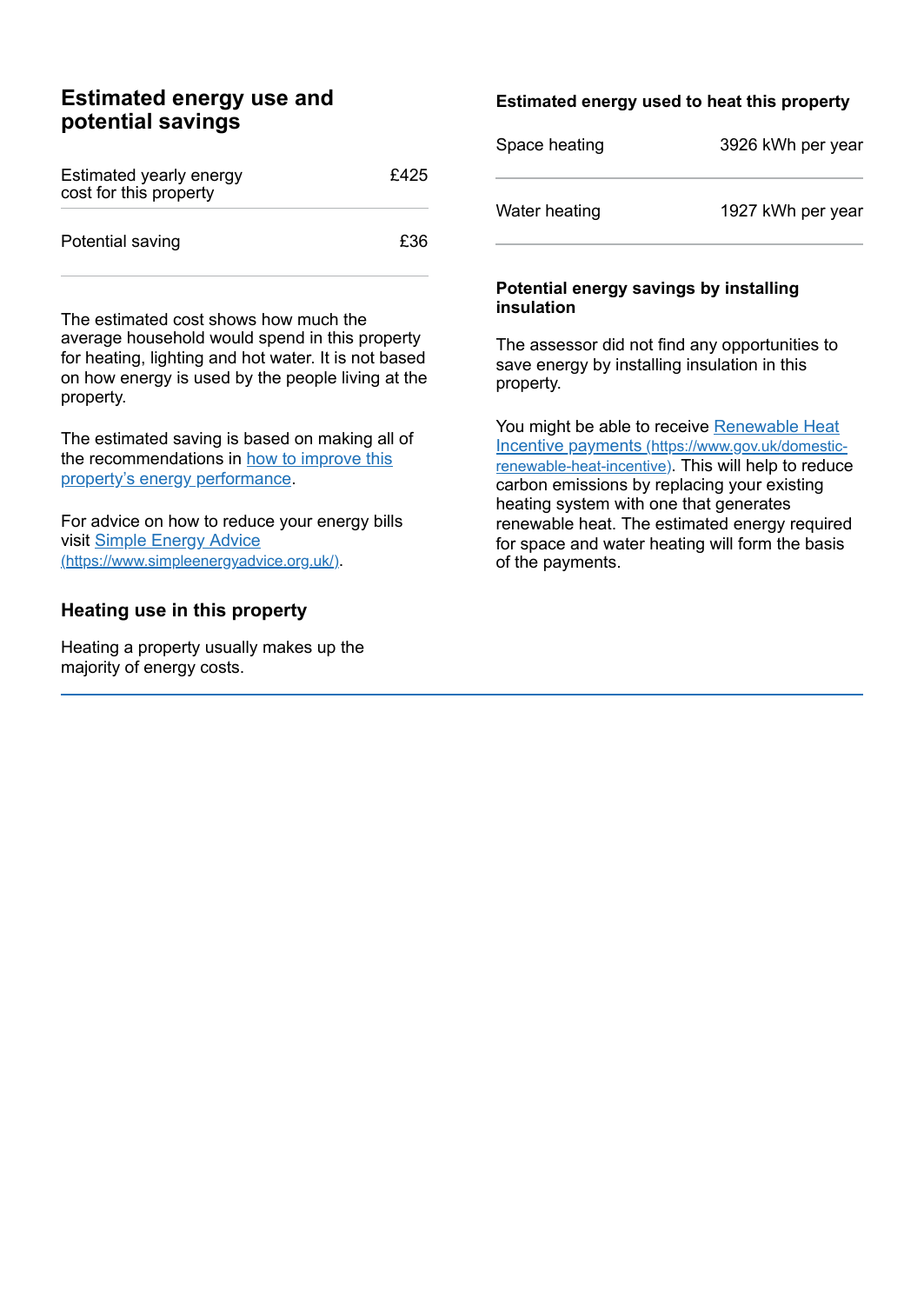## Estimated energy use and potential savings

| | |
|---|---|
| Estimated yearly energy cost for this property | £425 |
| Potential saving | £36 |

The estimated cost shows how much the average household would spend in this property for heating, lighting and hot water. It is not based on how energy is used by the people living at the property.

The estimated saving is based on making all of the recommendations in [how to improve this property's energy performance](#).

For advice on how to reduce your energy bills visit [Simple Energy Advice (https://www.simpleenergyadvice.org.uk/)](https://www.simpleenergyadvice.org.uk/).

## Heating use in this property

Heating a property usually makes up the majority of energy costs.

### Estimated energy used to heat this property

| | |
|---|---|
| Space heating | 3926 kWh per year |
| Water heating | 1927 kWh per year |

### Potential energy savings by installing insulation

The assessor did not find any opportunities to save energy by installing insulation in this property.

You might be able to receive [Renewable Heat Incentive payments (https://www.gov.uk/domestic-renewable-heat-incentive)](https://www.gov.uk/domestic-renewable-heat-incentive). This will help to reduce carbon emissions by replacing your existing heating system with one that generates renewable heat. The estimated energy required for space and water heating will form the basis of the payments.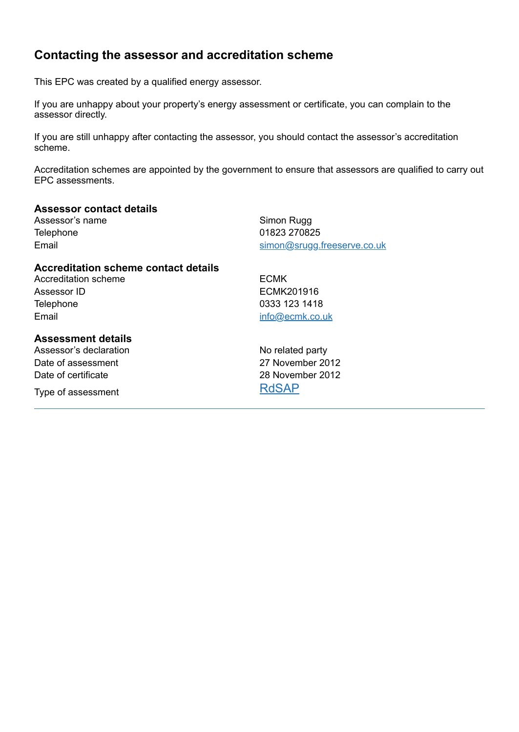## Contacting the assessor and accreditation scheme

This EPC was created by a qualified energy assessor.

If you are unhappy about your property's energy assessment or certificate, you can complain to the assessor directly.

If you are still unhappy after contacting the assessor, you should contact the assessor's accreditation scheme.

Accreditation schemes are appointed by the government to ensure that assessors are qualified to carry out EPC assessments.

### Assessor contact details

| | |
|---|---|
| Assessor's name | Simon Rugg |
| Telephone | 01823 270825 |
| Email | simon@srugg.freeserve.co.uk |

### Accreditation scheme contact details

| | |
|---|---|
| Accreditation scheme | ECMK |
| Assessor ID | ECMK201916 |
| Telephone | 0333 123 1418 |
| Email | info@ecmk.co.uk |

### Assessment details

| | |
|---|---|
| Assessor's declaration | No related party |
| Date of assessment | 27 November 2012 |
| Date of certificate | 28 November 2012 |
| Type of assessment | RdSAP |